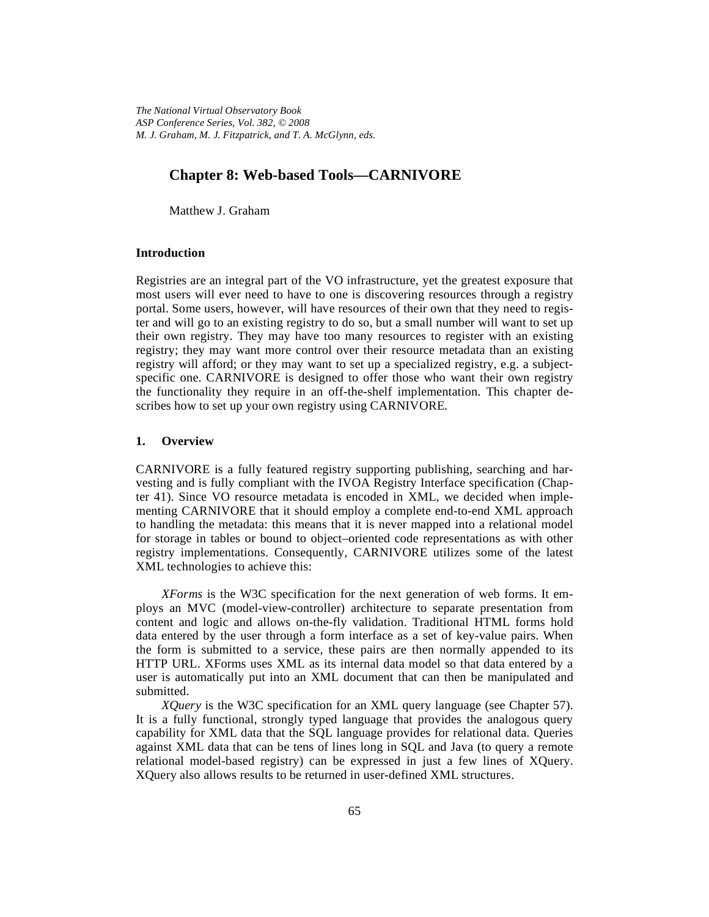# Chapter 8: Web-based Tools—CARNIVORE

Matthew J. Graham

## Introduction

Registries are an integral part of the VO infrastructure, yet the greatest exposure that most users will ever need to have to one is discovering resources through a registry portal. Some users, however, will have resources of their own that they need to register and will go to an existing registry to do so, but a small number will want to set up their own registry. They may have too many resources to register with an existing registry; they may want more control over their resource metadata than an existing registry will afford; or they may want to set up a specialized registry, e.g. a subject-specific one. CARNIVORE is designed to offer those who want their own registry the functionality they require in an off-the-shelf implementation. This chapter describes how to set up your own registry using CARNIVORE.

## 1. Overview

CARNIVORE is a fully featured registry supporting publishing, searching and harvesting and is fully compliant with the IVOA Registry Interface specification (Chapter 41). Since VO resource metadata is encoded in XML, we decided when implementing CARNIVORE that it should employ a complete end-to-end XML approach to handling the metadata: this means that it is never mapped into a relational model for storage in tables or bound to object–oriented code representations as with other registry implementations. Consequently, CARNIVORE utilizes some of the latest XML technologies to achieve this:

*XForms* is the W3C specification for the next generation of web forms. It employs an MVC (model-view-controller) architecture to separate presentation from content and logic and allows on-the-fly validation. Traditional HTML forms hold data entered by the user through a form interface as a set of key-value pairs. When the form is submitted to a service, these pairs are then normally appended to its HTTP URL. XForms uses XML as its internal data model so that data entered by a user is automatically put into an XML document that can then be manipulated and submitted.

*XQuery* is the W3C specification for an XML query language (see Chapter 57). It is a fully functional, strongly typed language that provides the analogous query capability for XML data that the SQL language provides for relational data. Queries against XML data that can be tens of lines long in SQL and Java (to query a remote relational model-based registry) can be expressed in just a few lines of XQuery. XQuery also allows results to be returned in user-defined XML structures.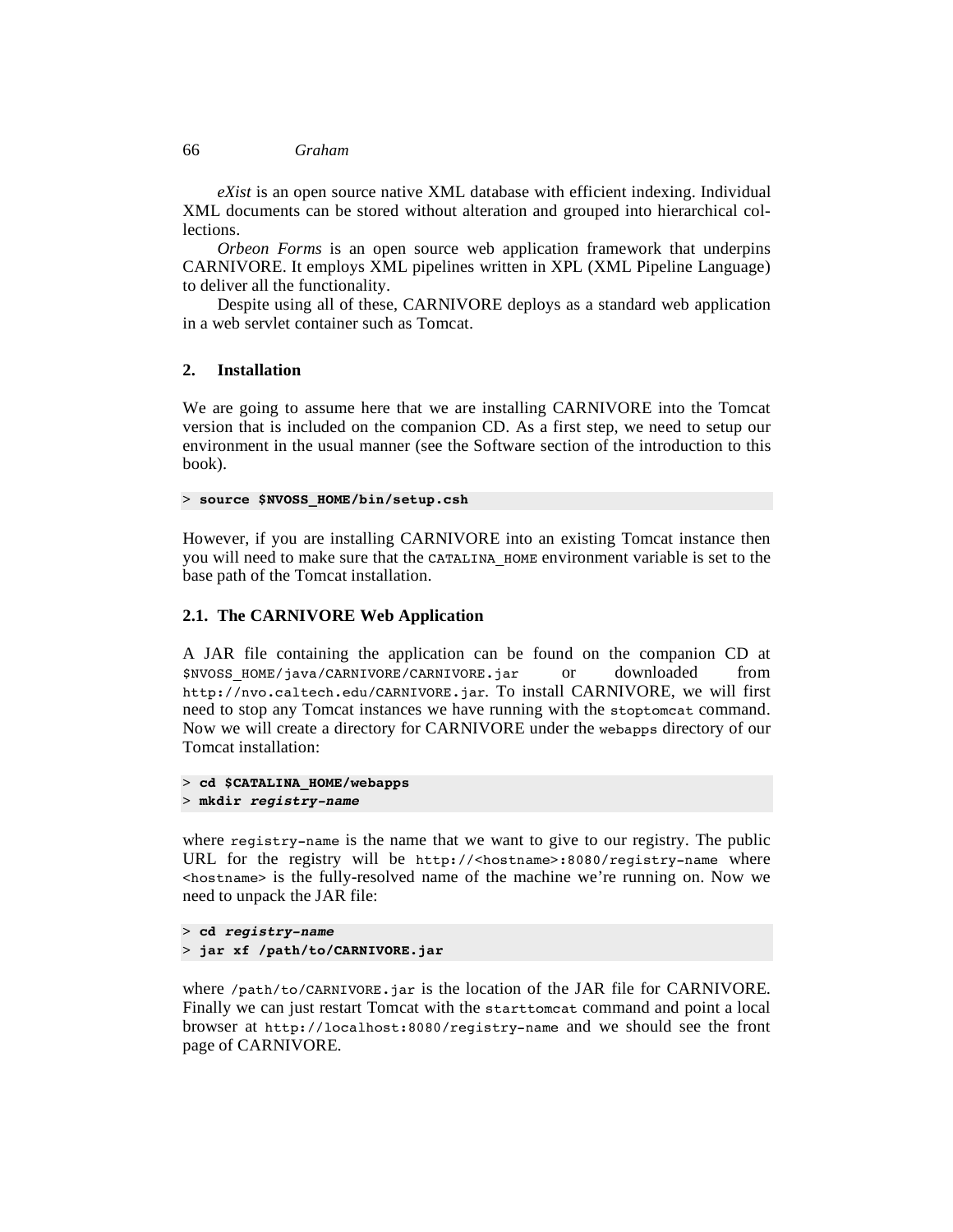*eXist* is an open source native XML database with efficient indexing. Individual XML documents can be stored without alteration and grouped into hierarchical collections.

*Orbeon Forms* is an open source web application framework that underpins CARNIVORE. It employs XML pipelines written in XPL (XML Pipeline Language) to deliver all the functionality.

Despite using all of these, CARNIVORE deploys as a standard web application in a web servlet container such as Tomcat.

## 2. Installation

We are going to assume here that we are installing CARNIVORE into the Tomcat version that is included on the companion CD. As a first step, we need to setup our environment in the usual manner (see the Software section of the introduction to this book).

```
> source $NVOSS_HOME/bin/setup.csh
```

However, if you are installing CARNIVORE into an existing Tomcat instance then you will need to make sure that the `CATALINA_HOME` environment variable is set to the base path of the Tomcat installation.

### 2.1. The CARNIVORE Web Application

A JAR file containing the application can be found on the companion CD at `$NVOSS_HOME/java/CARNIVORE/CARNIVORE.jar` or downloaded from `http://nvo.caltech.edu/CARNIVORE.jar`. To install CARNIVORE, we will first need to stop any Tomcat instances we have running with the `stoptomcat` command. Now we will create a directory for CARNIVORE under the `webapps` directory of our Tomcat installation:

```
> cd $CATALINA_HOME/webapps
> mkdir registry-name
```

where `registry-name` is the name that we want to give to our registry. The public URL for the registry will be `http://<hostname>:8080/registry-name` where `<hostname>` is the fully-resolved name of the machine we're running on. Now we need to unpack the JAR file:

```
> cd registry-name
> jar xf /path/to/CARNIVORE.jar
```

where `/path/to/CARNIVORE.jar` is the location of the JAR file for CARNIVORE. Finally we can just restart Tomcat with the `starttomcat` command and point a local browser at `http://localhost:8080/registry-name` and we should see the front page of CARNIVORE.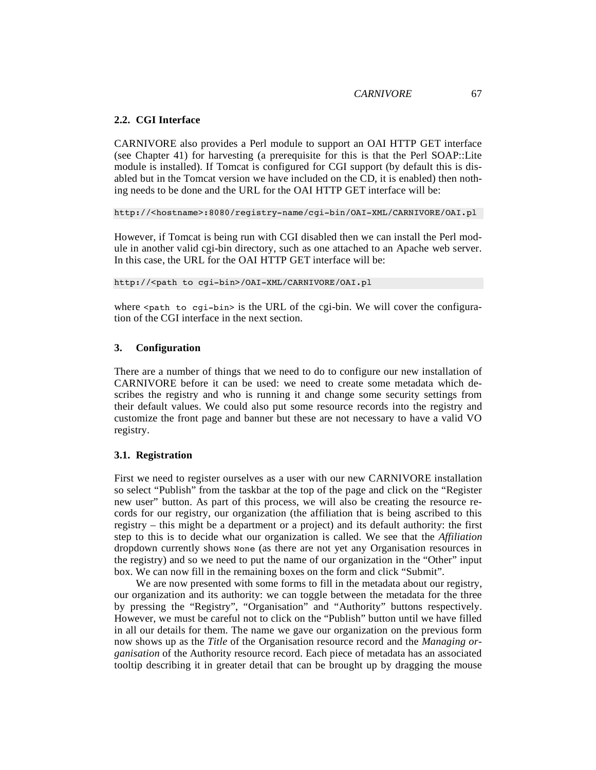### 2.2. CGI Interface

CARNIVORE also provides a Perl module to support an OAI HTTP GET interface (see Chapter 41) for harvesting (a prerequisite for this is that the Perl SOAP::Lite module is installed). If Tomcat is configured for CGI support (by default this is disabled but in the Tomcat version we have included on the CD, it is enabled) then nothing needs to be done and the URL for the OAI HTTP GET interface will be:

```
http://<hostname>:8080/registry-name/cgi-bin/OAI-XML/CARNIVORE/OAI.pl
```

However, if Tomcat is being run with CGI disabled then we can install the Perl module in another valid cgi-bin directory, such as one attached to an Apache web server. In this case, the URL for the OAI HTTP GET interface will be:

```
http://<path to cgi-bin>/OAI-XML/CARNIVORE/OAI.pl
```

where `<path to cgi-bin>` is the URL of the cgi-bin. We will cover the configuration of the CGI interface in the next section.

## 3. Configuration

There are a number of things that we need to do to configure our new installation of CARNIVORE before it can be used: we need to create some metadata which describes the registry and who is running it and change some security settings from their default values. We could also put some resource records into the registry and customize the front page and banner but these are not necessary to have a valid VO registry.

### 3.1. Registration

First we need to register ourselves as a user with our new CARNIVORE installation so select "Publish" from the taskbar at the top of the page and click on the "Register new user" button. As part of this process, we will also be creating the resource records for our registry, our organization (the affiliation that is being ascribed to this registry – this might be a department or a project) and its default authority: the first step to this is to decide what our organization is called. We see that the *Affiliation* dropdown currently shows `None` (as there are not yet any Organisation resources in the registry) and so we need to put the name of our organization in the "Other" input box. We can now fill in the remaining boxes on the form and click "Submit".

We are now presented with some forms to fill in the metadata about our registry, our organization and its authority: we can toggle between the metadata for the three by pressing the "Registry", "Organisation" and "Authority" buttons respectively. However, we must be careful not to click on the "Publish" button until we have filled in all our details for them. The name we gave our organization on the previous form now shows up as the *Title* of the Organisation resource record and the *Managing organisation* of the Authority resource record. Each piece of metadata has an associated tooltip describing it in greater detail that can be brought up by dragging the mouse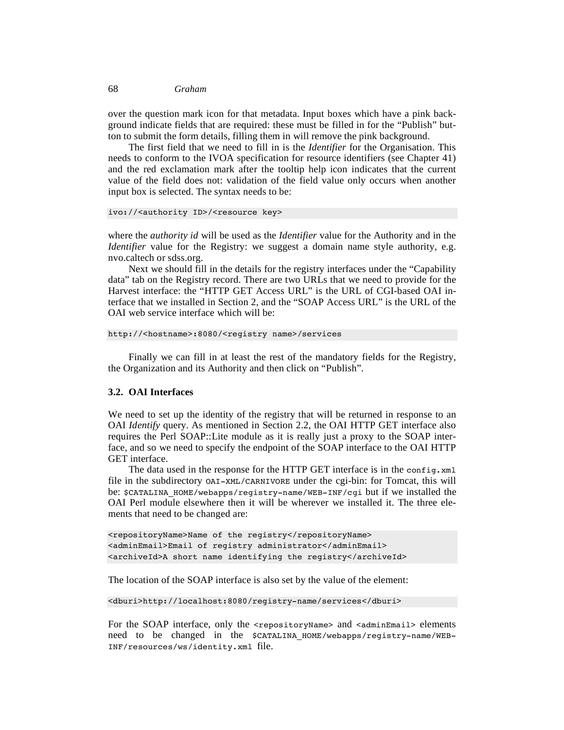over the question mark icon for that metadata. Input boxes which have a pink background indicate fields that are required: these must be filled in for the "Publish" button to submit the form details, filling them in will remove the pink background.

The first field that we need to fill in is the *Identifier* for the Organisation. This needs to conform to the IVOA specification for resource identifiers (see Chapter 41) and the red exclamation mark after the tooltip help icon indicates that the current value of the field does not: validation of the field value only occurs when another input box is selected. The syntax needs to be:

```
ivo://<authority ID>/<resource key>
```

where the *authority id* will be used as the *Identifier* value for the Authority and in the *Identifier* value for the Registry: we suggest a domain name style authority, e.g. nvo.caltech or sdss.org.

Next we should fill in the details for the registry interfaces under the "Capability data" tab on the Registry record. There are two URLs that we need to provide for the Harvest interface: the "HTTP GET Access URL" is the URL of CGI-based OAI interface that we installed in Section 2, and the "SOAP Access URL" is the URL of the OAI web service interface which will be:

```
http://<hostname>:8080/<registry name>/services
```

Finally we can fill in at least the rest of the mandatory fields for the Registry, the Organization and its Authority and then click on "Publish".

### 3.2. OAI Interfaces

We need to set up the identity of the registry that will be returned in response to an OAI *Identify* query. As mentioned in Section 2.2, the OAI HTTP GET interface also requires the Perl SOAP::Lite module as it is really just a proxy to the SOAP interface, and so we need to specify the endpoint of the SOAP interface to the OAI HTTP GET interface.

The data used in the response for the HTTP GET interface is in the `config.xml` file in the subdirectory `OAI-XML/CARNIVORE` under the cgi-bin: for Tomcat, this will be: `$CATALINA_HOME/webapps/registry-name/WEB-INF/cgi` but if we installed the OAI Perl module elsewhere then it will be wherever we installed it. The three elements that need to be changed are:

```
<repositoryName>Name of the registry</repositoryName>
<adminEmail>Email of registry administrator</adminEmail>
<archiveId>A short name identifying the registry</archiveId>
```

The location of the SOAP interface is also set by the value of the element:

```
<dburi>http://localhost:8080/registry-name/services</dburi>
```

For the SOAP interface, only the `<repositoryName>` and `<adminEmail>` elements need to be changed in the `$CATALINA_HOME/webapps/registry-name/WEB-INF/resources/ws/identity.xml` file.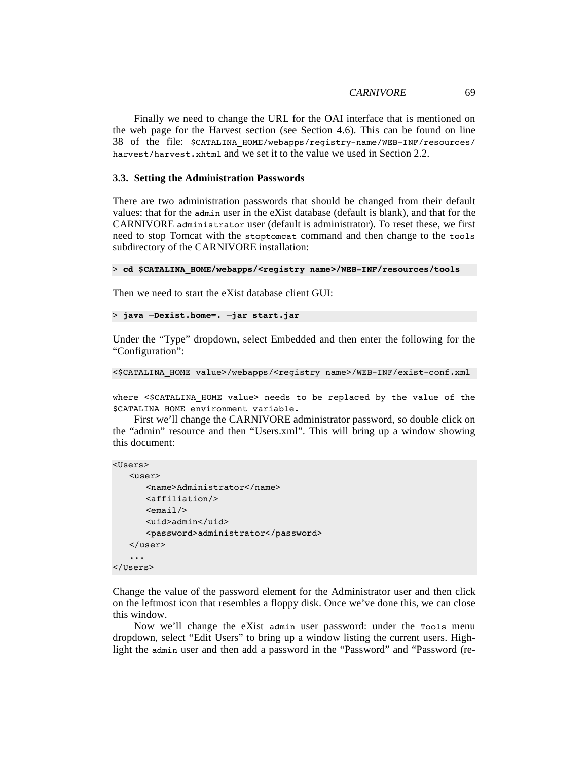Finally we need to change the URL for the OAI interface that is mentioned on the web page for the Harvest section (see Section 4.6). This can be found on line 38 of the file: `$CATALINA_HOME/webapps/registry-name/WEB-INF/resources/harvest/harvest.xhtml` and we set it to the value we used in Section 2.2.

### 3.3. Setting the Administration Passwords

There are two administration passwords that should be changed from their default values: that for the `admin` user in the eXist database (default is blank), and that for the CARNIVORE `administrator` user (default is administrator). To reset these, we first need to stop Tomcat with the `stoptomcat` command and then change to the `tools` subdirectory of the CARNIVORE installation:

```
> cd $CATALINA_HOME/webapps/<registry name>/WEB-INF/resources/tools
```

Then we need to start the eXist database client GUI:

```
> java –Dexist.home=. –jar start.jar
```

Under the “Type” dropdown, select Embedded and then enter the following for the “Configuration”:

```
<$CATALINA_HOME value>/webapps/<registry name>/WEB-INF/exist-conf.xml
```

where `<$CATALINA_HOME value>` needs to be replaced by the value of the `$CATALINA_HOME` environment variable.

First we’ll change the CARNIVORE administrator password, so double click on the “admin” resource and then “Users.xml”. This will bring up a window showing this document:

```
<Users>
   <user>
      <name>Administrator</name>
      <affiliation/>
      <email/>
      <uid>admin</uid>
      <password>administrator</password>
   </user>
   ...
</Users>
```

Change the value of the password element for the Administrator user and then click on the leftmost icon that resembles a floppy disk. Once we’ve done this, we can close this window.

Now we’ll change the eXist `admin` user password: under the `Tools` menu dropdown, select “Edit Users” to bring up a window listing the current users. Highlight the `admin` user and then add a password in the “Password” and “Password (re-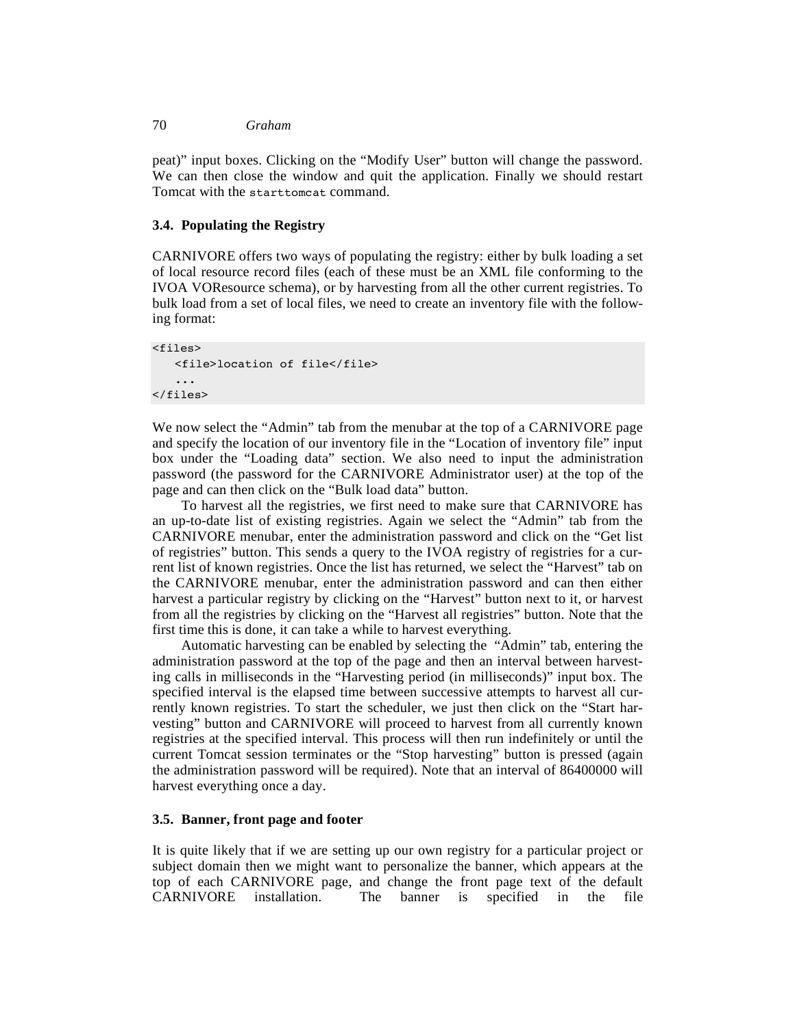peat)" input boxes. Clicking on the "Modify User" button will change the password. We can then close the window and quit the application. Finally we should restart Tomcat with the `starttomcat` command.

### 3.4. Populating the Registry

CARNIVORE offers two ways of populating the registry: either by bulk loading a set of local resource record files (each of these must be an XML file conforming to the IVOA VOResource schema), or by harvesting from all the other current registries. To bulk load from a set of local files, we need to create an inventory file with the following format:

```
<files>
   <file>location of file</file>
   ...
</files>
```

We now select the "Admin" tab from the menubar at the top of a CARNIVORE page and specify the location of our inventory file in the "Location of inventory file" input box under the "Loading data" section. We also need to input the administration password (the password for the CARNIVORE Administrator user) at the top of the page and can then click on the "Bulk load data" button.

To harvest all the registries, we first need to make sure that CARNIVORE has an up-to-date list of existing registries. Again we select the "Admin" tab from the CARNIVORE menubar, enter the administration password and click on the "Get list of registries" button. This sends a query to the IVOA registry of registries for a current list of known registries. Once the list has returned, we select the "Harvest" tab on the CARNIVORE menubar, enter the administration password and can then either harvest a particular registry by clicking on the "Harvest" button next to it, or harvest from all the registries by clicking on the "Harvest all registries" button. Note that the first time this is done, it can take a while to harvest everything.

Automatic harvesting can be enabled by selecting the "Admin" tab, entering the administration password at the top of the page and then an interval between harvesting calls in milliseconds in the "Harvesting period (in milliseconds)" input box. The specified interval is the elapsed time between successive attempts to harvest all currently known registries. To start the scheduler, we just then click on the "Start harvesting" button and CARNIVORE will proceed to harvest from all currently known registries at the specified interval. This process will then run indefinitely or until the current Tomcat session terminates or the "Stop harvesting" button is pressed (again the administration password will be required). Note that an interval of 86400000 will harvest everything once a day.

### 3.5. Banner, front page and footer

It is quite likely that if we are setting up our own registry for a particular project or subject domain then we might want to personalize the banner, which appears at the top of each CARNIVORE page, and change the front page text of the default CARNIVORE installation. The banner is specified in the file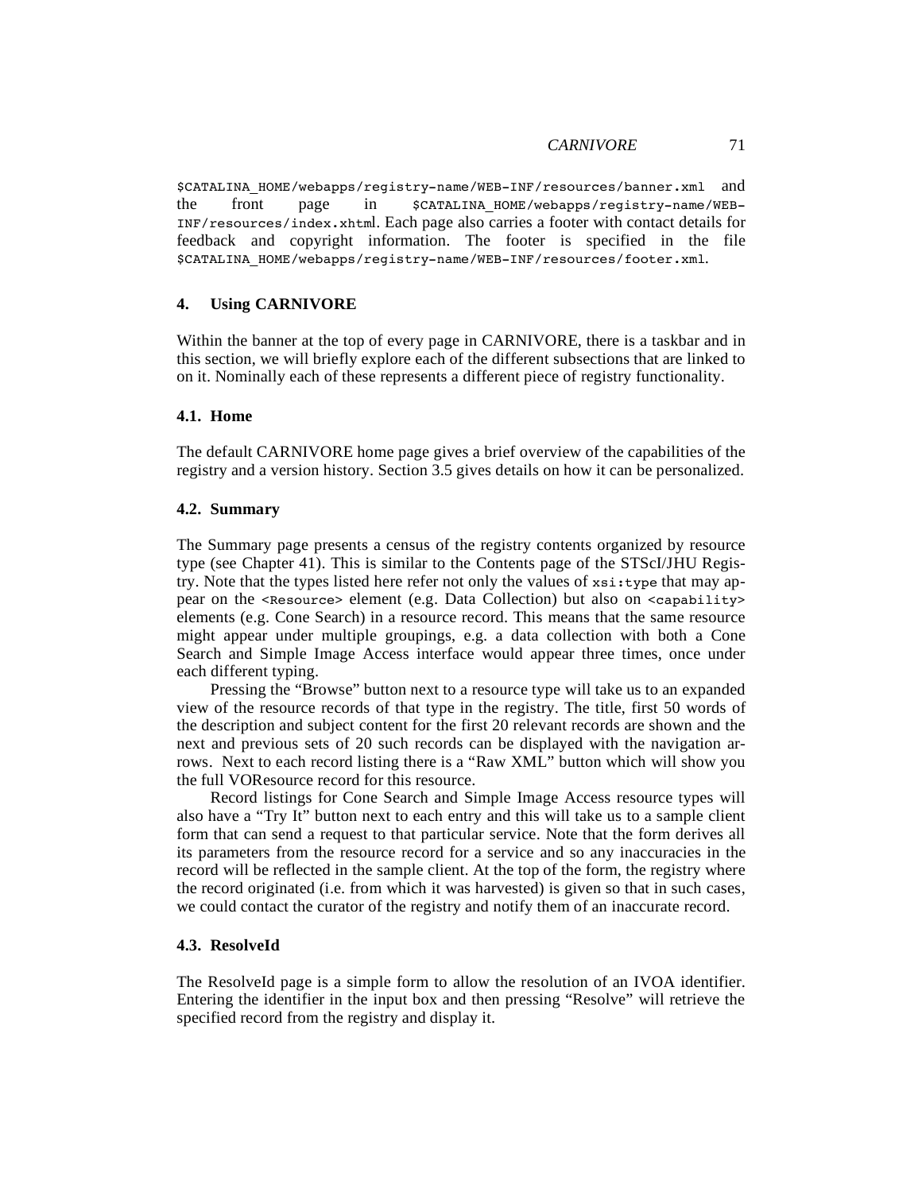$CATALINA_HOME/webapps/registry-name/WEB-INF/resources/banner.xml and the front page in $CATALINA_HOME/webapps/registry-name/WEB-INF/resources/index.xhtml. Each page also carries a footer with contact details for feedback and copyright information. The footer is specified in the file $CATALINA_HOME/webapps/registry-name/WEB-INF/resources/footer.xml.

## 4. Using CARNIVORE

Within the banner at the top of every page in CARNIVORE, there is a taskbar and in this section, we will briefly explore each of the different subsections that are linked to on it. Nominally each of these represents a different piece of registry functionality.

### 4.1. Home

The default CARNIVORE home page gives a brief overview of the capabilities of the registry and a version history. Section 3.5 gives details on how it can be personalized.

### 4.2. Summary

The Summary page presents a census of the registry contents organized by resource type (see Chapter 41). This is similar to the Contents page of the STScI/JHU Registry. Note that the types listed here refer not only the values of `xsi:type` that may appear on the `<Resource>` element (e.g. Data Collection) but also on `<capability>` elements (e.g. Cone Search) in a resource record. This means that the same resource might appear under multiple groupings, e.g. a data collection with both a Cone Search and Simple Image Access interface would appear three times, once under each different typing.

Pressing the "Browse" button next to a resource type will take us to an expanded view of the resource records of that type in the registry. The title, first 50 words of the description and subject content for the first 20 relevant records are shown and the next and previous sets of 20 such records can be displayed with the navigation arrows. Next to each record listing there is a "Raw XML" button which will show you the full VOResource record for this resource.

Record listings for Cone Search and Simple Image Access resource types will also have a "Try It" button next to each entry and this will take us to a sample client form that can send a request to that particular service. Note that the form derives all its parameters from the resource record for a service and so any inaccuracies in the record will be reflected in the sample client. At the top of the form, the registry where the record originated (i.e. from which it was harvested) is given so that in such cases, we could contact the curator of the registry and notify them of an inaccurate record.

### 4.3. ResolveId

The ResolveId page is a simple form to allow the resolution of an IVOA identifier. Entering the identifier in the input box and then pressing "Resolve" will retrieve the specified record from the registry and display it.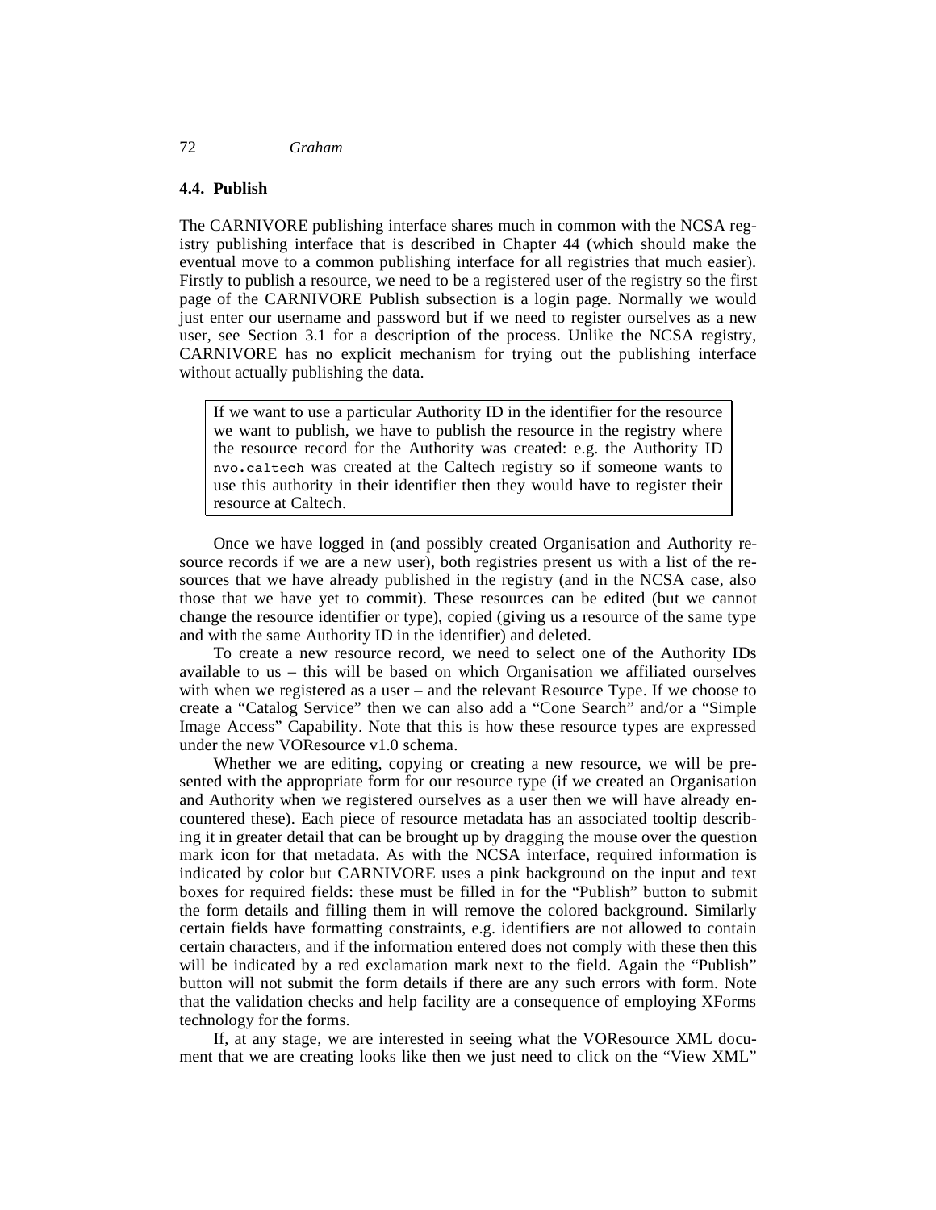### 4.4. Publish

The CARNIVORE publishing interface shares much in common with the NCSA registry publishing interface that is described in Chapter 44 (which should make the eventual move to a common publishing interface for all registries that much easier). Firstly to publish a resource, we need to be a registered user of the registry so the first page of the CARNIVORE Publish subsection is a login page. Normally we would just enter our username and password but if we need to register ourselves as a new user, see Section 3.1 for a description of the process. Unlike the NCSA registry, CARNIVORE has no explicit mechanism for trying out the publishing interface without actually publishing the data.

> If we want to use a particular Authority ID in the identifier for the resource we want to publish, we have to publish the resource in the registry where the resource record for the Authority was created: e.g. the Authority ID `nvo.caltech` was created at the Caltech registry so if someone wants to use this authority in their identifier then they would have to register their resource at Caltech.

Once we have logged in (and possibly created Organisation and Authority resource records if we are a new user), both registries present us with a list of the resources that we have already published in the registry (and in the NCSA case, also those that we have yet to commit). These resources can be edited (but we cannot change the resource identifier or type), copied (giving us a resource of the same type and with the same Authority ID in the identifier) and deleted.

To create a new resource record, we need to select one of the Authority IDs available to us – this will be based on which Organisation we affiliated ourselves with when we registered as a user – and the relevant Resource Type. If we choose to create a "Catalog Service" then we can also add a "Cone Search" and/or a "Simple Image Access" Capability. Note that this is how these resource types are expressed under the new VOResource v1.0 schema.

Whether we are editing, copying or creating a new resource, we will be presented with the appropriate form for our resource type (if we created an Organisation and Authority when we registered ourselves as a user then we will have already encountered these). Each piece of resource metadata has an associated tooltip describing it in greater detail that can be brought up by dragging the mouse over the question mark icon for that metadata. As with the NCSA interface, required information is indicated by color but CARNIVORE uses a pink background on the input and text boxes for required fields: these must be filled in for the "Publish" button to submit the form details and filling them in will remove the colored background. Similarly certain fields have formatting constraints, e.g. identifiers are not allowed to contain certain characters, and if the information entered does not comply with these then this will be indicated by a red exclamation mark next to the field. Again the "Publish" button will not submit the form details if there are any such errors with form. Note that the validation checks and help facility are a consequence of employing XForms technology for the forms.

If, at any stage, we are interested in seeing what the VOResource XML document that we are creating looks like then we just need to click on the "View XML"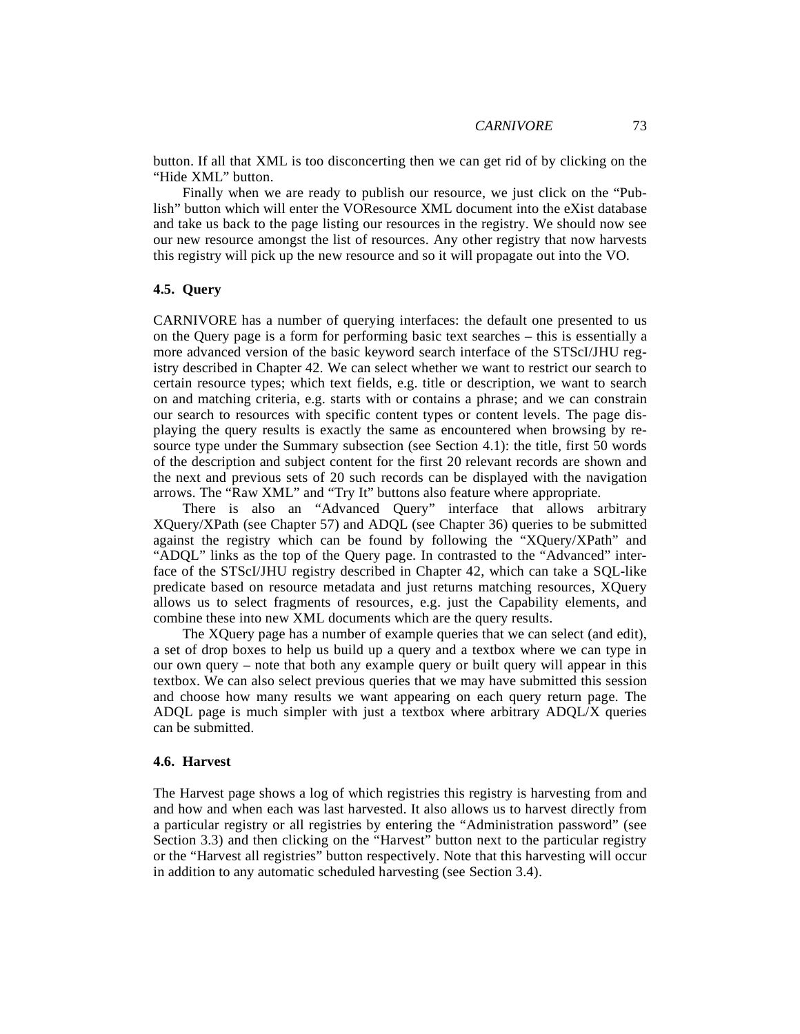button. If all that XML is too disconcerting then we can get rid of by clicking on the "Hide XML" button.

Finally when we are ready to publish our resource, we just click on the "Publish" button which will enter the VOResource XML document into the eXist database and take us back to the page listing our resources in the registry. We should now see our new resource amongst the list of resources. Any other registry that now harvests this registry will pick up the new resource and so it will propagate out into the VO.

### 4.5. Query

CARNIVORE has a number of querying interfaces: the default one presented to us on the Query page is a form for performing basic text searches – this is essentially a more advanced version of the basic keyword search interface of the STScI/JHU registry described in Chapter 42. We can select whether we want to restrict our search to certain resource types; which text fields, e.g. title or description, we want to search on and matching criteria, e.g. starts with or contains a phrase; and we can constrain our search to resources with specific content types or content levels. The page displaying the query results is exactly the same as encountered when browsing by resource type under the Summary subsection (see Section 4.1): the title, first 50 words of the description and subject content for the first 20 relevant records are shown and the next and previous sets of 20 such records can be displayed with the navigation arrows. The "Raw XML" and "Try It" buttons also feature where appropriate.

There is also an "Advanced Query" interface that allows arbitrary XQuery/XPath (see Chapter 57) and ADQL (see Chapter 36) queries to be submitted against the registry which can be found by following the "XQuery/XPath" and "ADQL" links as the top of the Query page. In contrasted to the "Advanced" interface of the STScI/JHU registry described in Chapter 42, which can take a SQL-like predicate based on resource metadata and just returns matching resources, XQuery allows us to select fragments of resources, e.g. just the Capability elements, and combine these into new XML documents which are the query results.

The XQuery page has a number of example queries that we can select (and edit), a set of drop boxes to help us build up a query and a textbox where we can type in our own query – note that both any example query or built query will appear in this textbox. We can also select previous queries that we may have submitted this session and choose how many results we want appearing on each query return page. The ADQL page is much simpler with just a textbox where arbitrary ADQL/X queries can be submitted.

### 4.6. Harvest

The Harvest page shows a log of which registries this registry is harvesting from and and how and when each was last harvested. It also allows us to harvest directly from a particular registry or all registries by entering the "Administration password" (see Section 3.3) and then clicking on the "Harvest" button next to the particular registry or the "Harvest all registries" button respectively. Note that this harvesting will occur in addition to any automatic scheduled harvesting (see Section 3.4).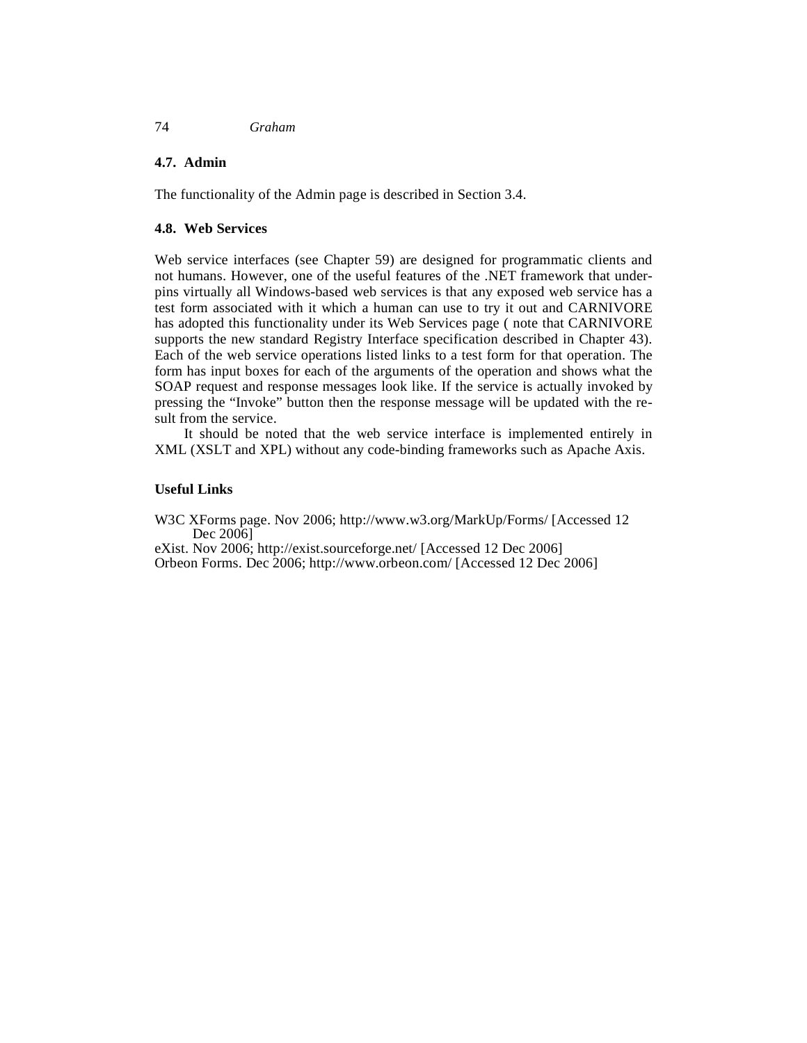### 4.7. Admin

The functionality of the Admin page is described in Section 3.4.

### 4.8. Web Services

Web service interfaces (see Chapter 59) are designed for programmatic clients and not humans. However, one of the useful features of the .NET framework that underpins virtually all Windows-based web services is that any exposed web service has a test form associated with it which a human can use to try it out and CARNIVORE has adopted this functionality under its Web Services page ( note that CARNIVORE supports the new standard Registry Interface specification described in Chapter 43). Each of the web service operations listed links to a test form for that operation. The form has input boxes for each of the arguments of the operation and shows what the SOAP request and response messages look like. If the service is actually invoked by pressing the "Invoke" button then the response message will be updated with the result from the service.

It should be noted that the web service interface is implemented entirely in XML (XSLT and XPL) without any code-binding frameworks such as Apache Axis.

### Useful Links

W3C XForms page. Nov 2006; http://www.w3.org/MarkUp/Forms/ [Accessed 12 Dec 2006]

eXist. Nov 2006; http://exist.sourceforge.net/ [Accessed 12 Dec 2006]

Orbeon Forms. Dec 2006; http://www.orbeon.com/ [Accessed 12 Dec 2006]